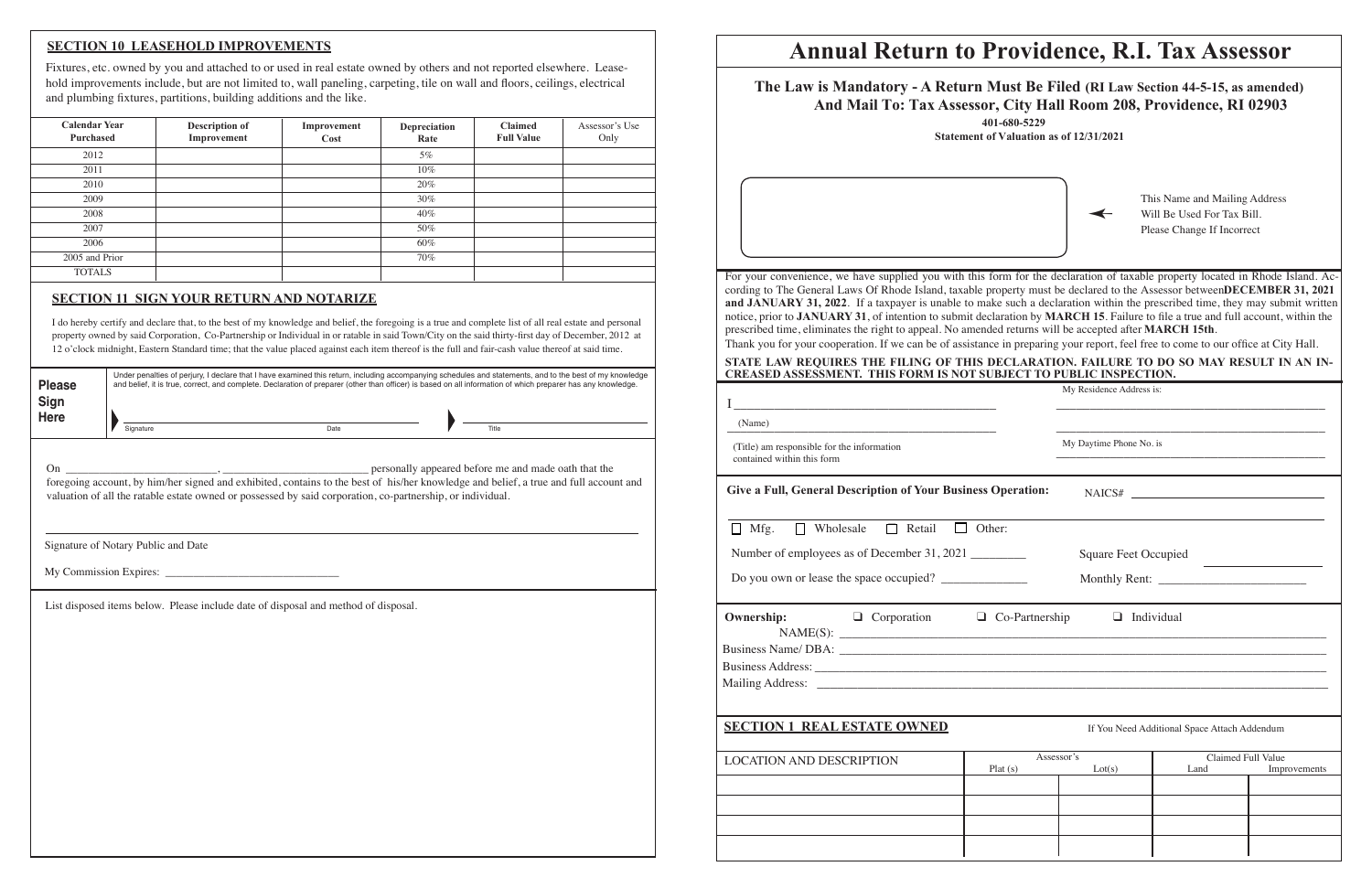## SECTION 10 LEASEHOLD IMPROVEMENTS

Fixtures, etc. owned by you and attached to or used in real estate owned by others and not reported elsewhere. Leasehold improvements include, but are not limited to, wall paneling, carpeting, tile on wall and floors, ceilings, electrical and plumbing fixtures, partitions, building additions and the like.

| Calendar Year Purchased | Description of Improvement | Improvement Cost | Depreciation Rate | Claimed Full Value | Assessor's Use Only |
|---|---|---|---|---|---|
| 2012 | | | 5% | | |
| 2011 | | | 10% | | |
| 2010 | | | 20% | | |
| 2009 | | | 30% | | |
| 2008 | | | 40% | | |
| 2007 | | | 50% | | |
| 2006 | | | 60% | | |
| 2005 and Prior | | | 70% | | |
| TOTALS | | | | | |

## SECTION 11 SIGN YOUR RETURN AND NOTARIZE

I do hereby certify and declare that, to the best of my knowledge and belief, the foregoing is a true and complete list of all real estate and personal property owned by said Corporation, Co-Partnership or Individual in or ratable in said Town/City on the said thirty-first day of December, 2012 at 12 o'clock midnight, Eastern Standard time; that the value placed against each item thereof is the full and fair-cash value thereof at said time.

**Please Sign Here**

Under penalties of perjury, I declare that I have examined this return, including accompanying schedules and statements, and to the best of my knowledge and belief, it is true, correct, and complete. Declaration of preparer (other than officer) is based on all information of which preparer has any knowledge.

Signature ______ Date ______ Title ______

On ______________________, ______________________ personally appeared before me and made oath that the foregoing account, by him/her signed and exhibited, contains to the best of his/her knowledge and belief, a true and full account and valuation of all the ratable estate owned or possessed by said corporation, co-partnership, or individual.

______________________________

Signature of Notary Public and Date

My Commission Expires: ______________________

List disposed items below. Please include date of disposal and method of disposal.

# Annual Return to Providence, R.I. Tax Assessor

**The Law is Mandatory - A Return Must Be Filed (RI Law Section 44-5-15, as amended) And Mail To: Tax Assessor, City Hall Room 208, Providence, RI 02903**

**401-680-5229**

**Statement of Valuation as of 12/31/2021**

This Name and Mailing Address Will Be Used For Tax Bill. Please Change If Incorrect

For your convenience, we have supplied you with this form for the declaration of taxable property located in Rhode Island. According to The General Laws Of Rhode Island, taxable property must be declared to the Assessor between **DECEMBER 31, 2021 and JANUARY 31, 2022**. If a taxpayer is unable to make such a declaration within the prescribed time, they may submit written notice, prior to **JANUARY 31**, of intention to submit declaration by **MARCH 15**. Failure to file a true and full account, within the prescribed time, eliminates the right to appeal. No amended returns will be accepted after **MARCH 15th**.

Thank you for your cooperation. If we can be of assistance in preparing your report, feel free to come to our office at City Hall.

**STATE LAW REQUIRES THE FILING OF THIS DECLARATION. FAILURE TO DO SO MAY RESULT IN AN INCREASED ASSESSMENT. THIS FORM IS NOT SUBJECT TO PUBLIC INSPECTION.**

I ______________________ My Residence Address is: ______________________

(Name)

(Title) am responsible for the information contained within this form

My Daytime Phone No. is ______________________

**Give a Full, General Description of Your Business Operation:** NAICS# ______________

☐ Mfg. ☐ Wholesale ☐ Retail ☐ Other:

Number of employees as of December 31, 2021 ________ Square Feet Occupied ________

Do you own or lease the space occupied? ____________ Monthly Rent: ______________

**Ownership:** ☐ Corporation ☐ Co-Partnership ☐ Individual

NAME(S): ______________________

Business Name/ DBA: ______________________

Business Address: ______________________

Mailing Address: ______________________

## SECTION 1 REAL ESTATE OWNED

If You Need Additional Space Attach Addendum

| LOCATION AND DESCRIPTION | Assessor's Plat (s) | Lot(s) | Claimed Full Value Land | Improvements |
|---|---|---|---|---|
| | | | | |
| | | | | |
| | | | | |
| | | | | |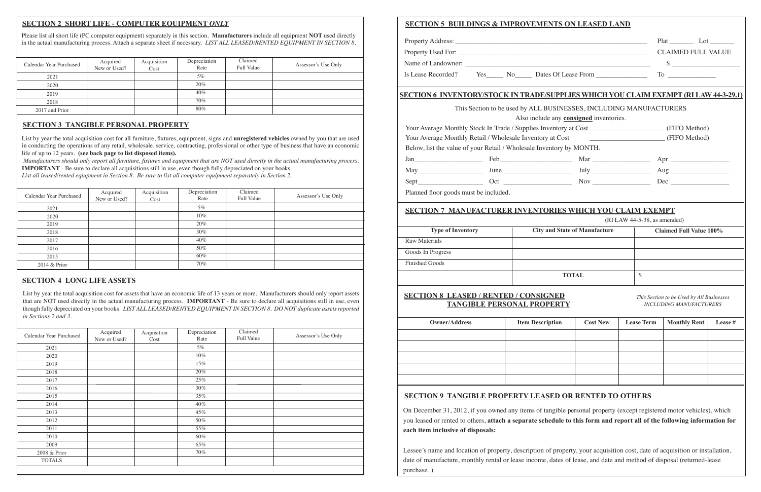## SECTION 2 SHORT LIFE - COMPUTER EQUIPMENT *ONLY*

Please list all short life (PC computer equipment) separately in this section. **Manufacturers** include all equipment **NOT** used directly in the actual manufacturing process. Attach a separate sheet if necessary. *LIST ALL LEASED/RENTED EQUIPMENT IN SECTION 8.*

| Calendar Year Purchased | Acquired New or Used? | Acquisition Cost | Depreciation Rate | Claimed Full Value | Assessor's Use Only |
|---|---|---|---|---|---|
| 2021 | | | 5% | | |
| 2020 | | | 20% | | |
| 2019 | | | 40% | | |
| 2018 | | | 70% | | |
| 2017 and Prior | | | 80% | | |

## SECTION 3 TANGIBLE PERSONAL PROPERTY

List by year the total acquisition cost for all furniture, fixtures, equipment, signs and **unregistered vehicles** owned by you that are used in conducting the operations of any retail, wholesale, service, contracting, professional or other type of business that have an economic life of up to 12 years. **(see back page to list disposed items).**

*Manufacturers should only report all furniture, fixtures and equipment that are NOT used directly in the actual manufacturing process.*
**IMPORTANT** - Be sure to declare all acquisitions still in use, even though fully depreciated on your books.
*List all leased/rented eqiupment in Section 8. Be sure to list all computer equipment separately in Section 2.*

| Calendar Year Purchased | Acquired New or Used? | Acquisition Cost | Depreciation Rate | Claimed Full Value | Assessor's Use Only |
|---|---|---|---|---|---|
| 2021 | | | 5% | | |
| 2020 | | | 10% | | |
| 2019 | | | 20% | | |
| 2018 | | | 30% | | |
| 2017 | | | 40% | | |
| 2016 | | | 50% | | |
| 2015 | | | 60% | | |
| 2014 & Prior | | | 70% | | |

## SECTION 4 LONG LIFE ASSETS

List by year the total acquisition cost for assets that have an economic life of 13 years or more. Manufacturers should only report assets that are NOT used directly in the actual manufacturing process. **IMPORTANT** - Be sure to declare all acquisitions still in use, even though fully depreciated on your books. *LIST ALL LEASED/RENTED EQUIPMENT IN SECTION 8. DO NOT duplicate assets reported in Sections 2 and 3.*

| Calendar Year Purchased | Acquired New or Used? | Acquisition Cost | Depreciation Rate | Claimed Full Value | Assessor's Use Only |
|---|---|---|---|---|---|
| 2021 | | | 5% | | |
| 2020 | | | 10% | | |
| 2019 | | | 15% | | |
| 2018 | | | 20% | | |
| 2017 | | | 25% | | |
| 2016 | | | 30% | | |
| 2015 | | | 35% | | |
| 2014 | | | 40% | | |
| 2013 | | | 45% | | |
| 2012 | | | 50% | | |
| 2011 | | | 55% | | |
| 2010 | | | 60% | | |
| 2009 | | | 65% | | |
| 2008 & Prior | | | 70% | | |
| TOTALS | | | | | |

## SECTION 5 BUILDINGS & IMPROVEMENTS ON LEASED LAND

Property Address: ______________________________ Plat _______ Lot _______

Property Used For: ______________________________ CLAIMED FULL VALUE

Name of Landowner: ______________________________ $ ____________________

Is Lease Recorded? Yes_____ No_____ Dates Of Lease From _______________ To _____________

## SECTION 6 INVENTORY/STOCK IN TRADE/SUPPLIES WHICH YOU CLAIM EXEMPT (RI LAW 44-3-29.1)

This Section to be used by ALL BUSINESSES, INCLUDING MANUFACTURERS

Also include any **consigned** inventories.

Your Average Monthly Stock In Trade / Supplies Inventory at Cost ______________________ (FIFO Method)

Your Average Monthly Retail / Wholesale Inventory at Cost ______________________ (FIFO Method)

Below, list the value of your Retail / Wholesale Inventory by MONTH.

Jan___________________ Feb_____________________ Mar ________________ Apr ________________

May___________________ June ____________________ July ________________ Aug ________________

Sept___________________ Oct _____________________ Nov ________________ Dec ________________

Planned floor goods must be included.

## SECTION 7 MANUFACTURER INVENTORIES WHICH YOU CLAIM EXEMPT

(RI LAW 44-5-38, as amended)

| Type of Inventory | City and State of Manufacture | Claimed Full Value 100% |
|---|---|---|
| Raw Materials | | |
| Goods In Progress | | |
| Finished Goods | | |
| | TOTAL | $ |

## SECTION 8 LEASED / RENTED / CONSIGNED TANGIBLE PERSONAL PROPERTY

*This Section to be Used by All Businesses INCLUDING MANUFACTURERS*

| Owner/Address | Item Description | Cost New | Lease Term | Monthly Rent | Lease # |
|---|---|---|---|---|---|
| | | | | | |
| | | | | | |
| | | | | | |
| | | | | | |
| | | | | | |

## SECTION 9 TANGIBLE PROPERTY LEASED OR RENTED TO OTHERS

On December 31, 2012, if you owned any items of tangible personal property (except registered motor vehicles), which you leased or rented to others, **attach a separate schedule to this form and report all of the following information for each item inclusive of disposals:**

Lessee's name and location of property, description of property, your acquisition cost, date of acquisition or installation, date of manufacture, monthly rental or lease income, dates of lease, and date and method of disposal (returned-lease purchase. )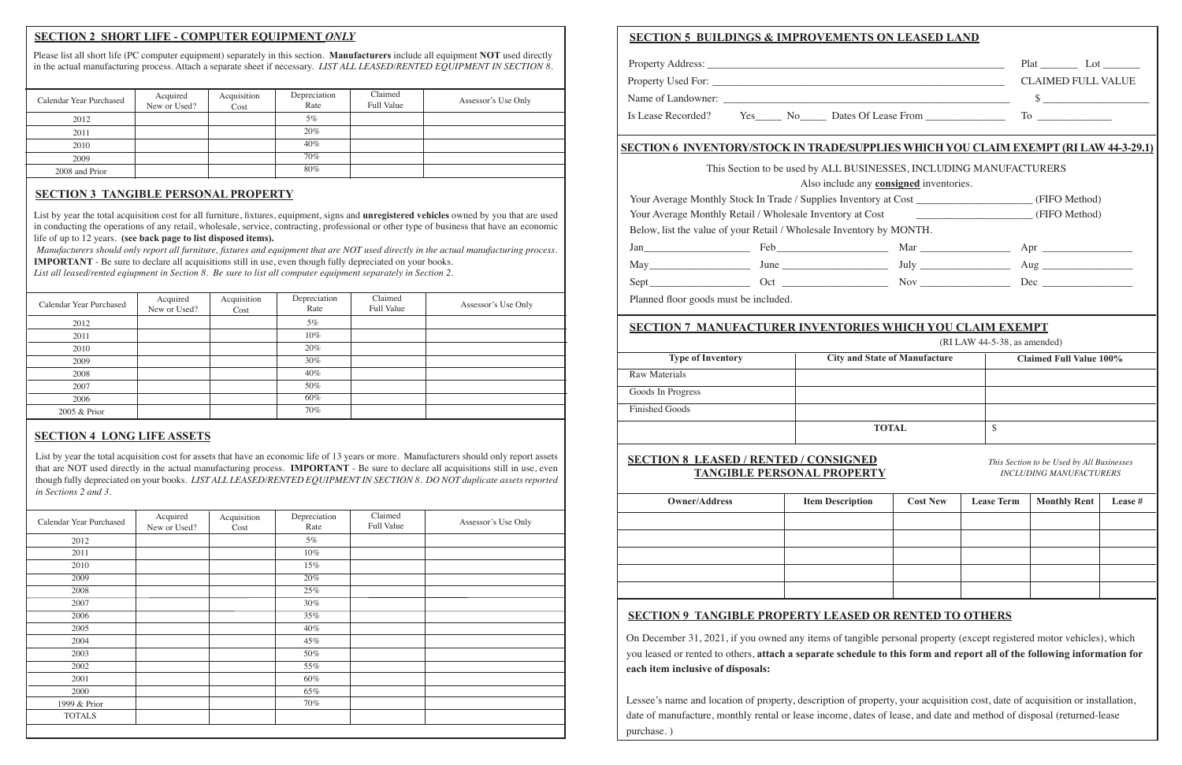## SECTION 2 SHORT LIFE - COMPUTER EQUIPMENT *ONLY*

Please list all short life (PC computer equipment) separately in this section. **Manufacturers** include all equipment **NOT** used directly in the actual manufacturing process. Attach a separate sheet if necessary. *LIST ALL LEASED/RENTED EQUIPMENT IN SECTION 8.*

| Calendar Year Purchased | Acquired New or Used? | Acquisition Cost | Depreciation Rate | Claimed Full Value | Assessor's Use Only |
|---|---|---|---|---|---|
| 2012 | | | 5% | | |
| 2011 | | | 20% | | |
| 2010 | | | 40% | | |
| 2009 | | | 70% | | |
| 2008 and Prior | | | 80% | | |

## SECTION 3 TANGIBLE PERSONAL PROPERTY

List by year the total acquisition cost for all furniture, fixtures, equipment, signs and **unregistered vehicles** owned by you that are used in conducting the operations of any retail, wholesale, service, contracting, professional or other type of business that have an economic life of up to 12 years. **(see back page to list disposed items).**

*Manufacturers should only report all furniture, fixtures and equipment that are NOT used directly in the actual manufacturing process.*
**IMPORTANT** - Be sure to declare all acquisitions still in use, even though fully depreciated on your books.
*List all leased/rented eqiupment in Section 8. Be sure to list all computer equipment separately in Section 2.*

| Calendar Year Purchased | Acquired New or Used? | Acquisition Cost | Depreciation Rate | Claimed Full Value | Assessor's Use Only |
|---|---|---|---|---|---|
| 2012 | | | 5% | | |
| 2011 | | | 10% | | |
| 2010 | | | 20% | | |
| 2009 | | | 30% | | |
| 2008 | | | 40% | | |
| 2007 | | | 50% | | |
| 2006 | | | 60% | | |
| 2005 & Prior | | | 70% | | |

## SECTION 4 LONG LIFE ASSETS

List by year the total acquisition cost for assets that have an economic life of 13 years or more. Manufacturers should only report assets that are NOT used directly in the actual manufacturing process. **IMPORTANT** - Be sure to declare all acquisitions still in use, even though fully depreciated on your books. *LIST ALL LEASED/RENTED EQUIPMENT IN SECTION 8. DO NOT duplicate assets reported in Sections 2 and 3.*

| Calendar Year Purchased | Acquired New or Used? | Acquisition Cost | Depreciation Rate | Claimed Full Value | Assessor's Use Only |
|---|---|---|---|---|---|
| 2012 | | | 5% | | |
| 2011 | | | 10% | | |
| 2010 | | | 15% | | |
| 2009 | | | 20% | | |
| 2008 | | | 25% | | |
| 2007 | | | 30% | | |
| 2006 | | | 35% | | |
| 2005 | | | 40% | | |
| 2004 | | | 45% | | |
| 2003 | | | 50% | | |
| 2002 | | | 55% | | |
| 2001 | | | 60% | | |
| 2000 | | | 65% | | |
| 1999 & Prior | | | 70% | | |
| TOTALS | | | | | |

## SECTION 5 BUILDINGS & IMPROVEMENTS ON LEASED LAND

Property Address: ______________________________ Plat _______ Lot _______

Property Used For: ______________________________ CLAIMED FULL VALUE

Name of Landowner: ______________________________ $ ____________________

Is Lease Recorded? Yes_____ No_____ Dates Of Lease From _______________ To ______________

## SECTION 6 INVENTORY/STOCK IN TRADE/SUPPLIES WHICH YOU CLAIM EXEMPT (RI LAW 44-3-29.1)

This Section to be used by ALL BUSINESSES, INCLUDING MANUFACTURERS

Also include any **consigned** inventories.

Your Average Monthly Stock In Trade / Supplies Inventory at Cost ______________________ (FIFO Method)

Your Average Monthly Retail / Wholesale Inventory at Cost ______________________ (FIFO Method)

Below, list the value of your Retail / Wholesale Inventory by MONTH.

Jan___________________ Feb_____________________ Mar ________________ Apr ________________

May__________________ June ___________________ July ________________ Aug ________________

Sept__________________ Oct ____________________ Nov ________________ Dec ________________

Planned floor goods must be included.

## SECTION 7 MANUFACTURER INVENTORIES WHICH YOU CLAIM EXEMPT

(RI LAW 44-5-38, as amended)

| Type of Inventory | City and State of Manufacture | Claimed Full Value 100% |
|---|---|---|
| Raw Materials | | |
| Goods In Progress | | |
| Finished Goods | | |
| | TOTAL | $ |

## SECTION 8 LEASED / RENTED / CONSIGNED TANGIBLE PERSONAL PROPERTY

*This Section to be Used by All Businesses INCLUDING MANUFACTURERS*

| Owner/Address | Item Description | Cost New | Lease Term | Monthly Rent | Lease # |
|---|---|---|---|---|---|
| | | | | | |
| | | | | | |
| | | | | | |
| | | | | | |
| | | | | | |

## SECTION 9 TANGIBLE PROPERTY LEASED OR RENTED TO OTHERS

On December 31, 2021, if you owned any items of tangible personal property (except registered motor vehicles), which you leased or rented to others, **attach a separate schedule to this form and report all of the following information for each item inclusive of disposals:**

Lessee's name and location of property, description of property, your acquisition cost, date of acquisition or installation, date of manufacture, monthly rental or lease income, dates of lease, and date and method of disposal (returned-lease purchase. )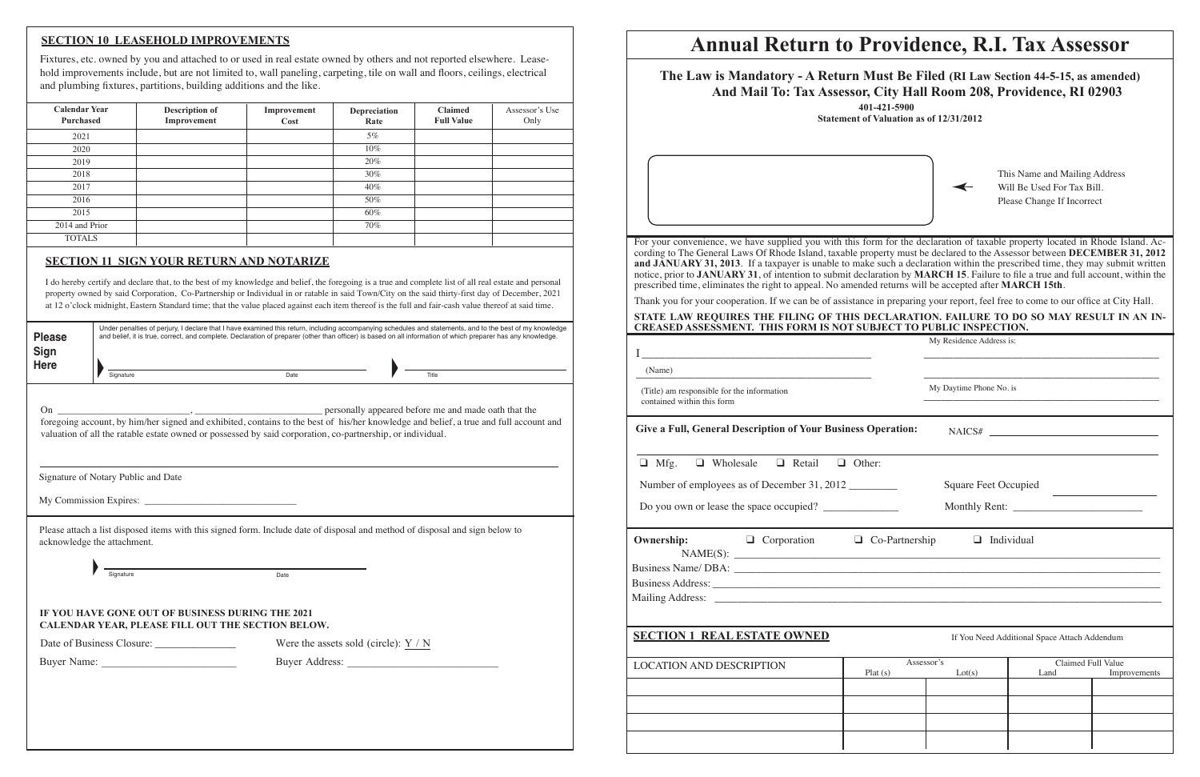## SECTION 10 LEASEHOLD IMPROVEMENTS

Fixtures, etc. owned by you and attached to or used in real estate owned by others and not reported elsewhere. Leasehold improvements include, but are not limited to, wall paneling, carpeting, tile on wall and floors, ceilings, electrical and plumbing fixtures, partitions, building additions and the like.

| Calendar Year Purchased | Description of Improvement | Improvement Cost | Depreciation Rate | Claimed Full Value | Assessor's Use Only |
|---|---|---|---|---|---|
| 2021 | | | 5% | | |
| 2020 | | | 10% | | |
| 2019 | | | 20% | | |
| 2018 | | | 30% | | |
| 2017 | | | 40% | | |
| 2016 | | | 50% | | |
| 2015 | | | 60% | | |
| 2014 and Prior | | | 70% | | |
| TOTALS | | | | | |

## SECTION 11 SIGN YOUR RETURN AND NOTARIZE

I do hereby certify and declare that, to the best of my knowledge and belief, the foregoing is a true and complete list of all real estate and personal property owned by said Corporation, Co-Partnership or Individual in or ratable in said Town/City on the said thirty-first day of December, 2021 at 12 o'clock midnight, Eastern Standard time; that the value placed against each item thereof is the full and fair-cash value thereof at said time.

**Please Sign Here**

Under penalties of perjury, I declare that I have examined this return, including accompanying schedules and statements, and to the best of my knowledge and belief, it is true, correct, and complete. Declaration of preparer (other than officer) is based on all information of which preparer has any knowledge.

Signature _______________ Date _______________ Title _______________

On _______________, _______________ personally appeared before me and made oath that the foregoing account, by him/her signed and exhibited, contains to the best of his/her knowledge and belief, a true and full account and valuation of all the ratable estate owned or possessed by said corporation, co-partnership, or individual.

_______________

Signature of Notary Public and Date

My Commission Expires: _______________

Please attach a list disposed items with this signed form. Include date of disposal and method of disposal and sign below to acknowledge the attachment.

Signature _______________ Date _______________

**IF YOU HAVE GONE OUT OF BUSINESS DURING THE 2021 CALENDAR YEAR, PLEASE FILL OUT THE SECTION BELOW.**

Date of Business Closure: _______________ Were the assets sold (circle): Y / N

Buyer Name: _______________ Buyer Address: _______________

# Annual Return to Providence, R.I. Tax Assessor

**The Law is Mandatory - A Return Must Be Filed (RI Law Section 44-5-15, as amended) And Mail To: Tax Assessor, City Hall Room 208, Providence, RI 02903**

**401-421-5900**

**Statement of Valuation as of 12/31/2012**

This Name and Mailing Address Will Be Used For Tax Bill. Please Change If Incorrect

For your convenience, we have supplied you with this form for the declaration of taxable property located in Rhode Island. According to The General Laws Of Rhode Island, taxable property must be declared to the Assessor between **DECEMBER 31, 2012 and JANUARY 31, 2013**. If a taxpayer is unable to make such a declaration within the prescribed time, they may submit written notice, prior to **JANUARY 31**, of intention to submit declaration by **MARCH 15**. Failure to file a true and full account, within the prescribed time, eliminates the right to appeal. No amended returns will be accepted after **MARCH 15th**.

Thank you for your cooperation. If we can be of assistance in preparing your report, feel free to come to our office at City Hall.

**STATE LAW REQUIRES THE FILING OF THIS DECLARATION. FAILURE TO DO SO MAY RESULT IN AN INCREASED ASSESSMENT. THIS FORM IS NOT SUBJECT TO PUBLIC INSPECTION.**

I _______________ (Name)

_______________ (Title) am responsible for the information contained within this form

My Residence Address is: _______________

My Daytime Phone No. is _______________

**Give a Full, General Description of Your Business Operation:** NAICS# _______________

❑ Mfg. ❑ Wholesale ❑ Retail ❑ Other:

Number of employees as of December 31, 2012 _______________ Square Feet Occupied _______________

Do you own or lease the space occupied? _______________ Monthly Rent: _______________

**Ownership:** ❑ Corporation ❑ Co-Partnership ❑ Individual

NAME(S): _______________

Business Name/ DBA: _______________

Business Address: _______________

Mailing Address: _______________

## SECTION 1 REAL ESTATE OWNED

If You Need Additional Space Attach Addendum

| LOCATION AND DESCRIPTION | Assessor's Plat (s) | Lot(s) | Claimed Full Value Land | Improvements |
|---|---|---|---|---|
| | | | | |
| | | | | |
| | | | | |
| | | | | |